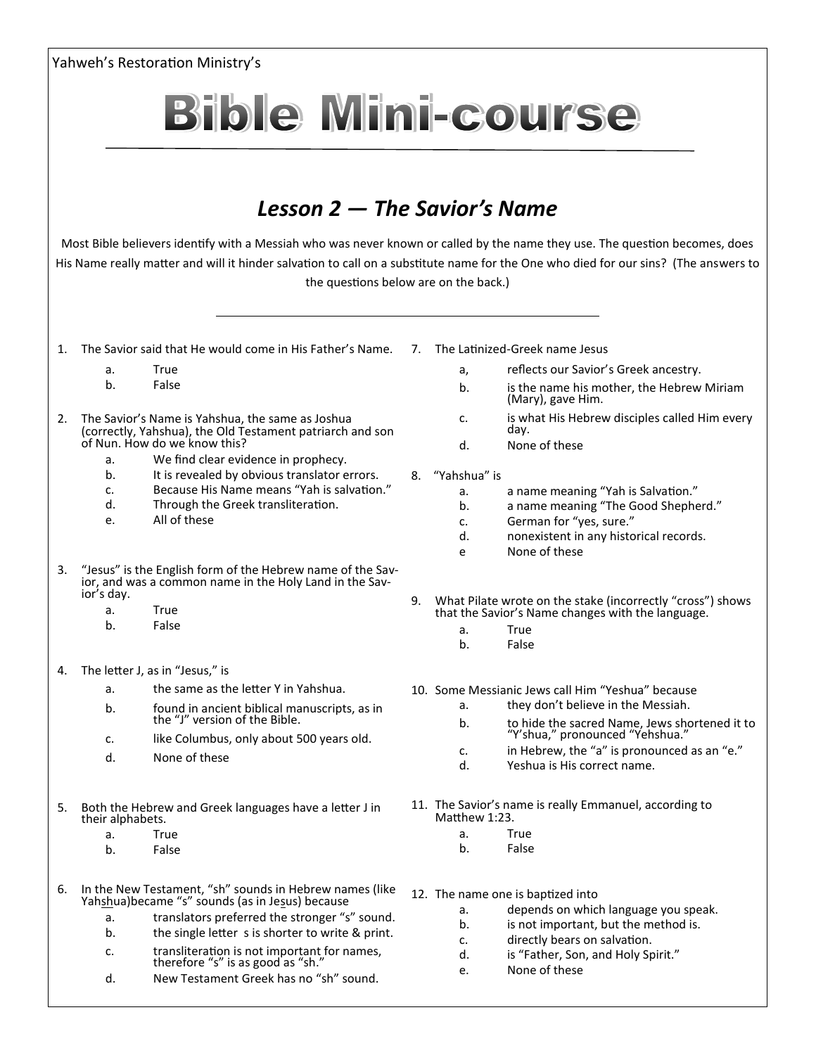Yahweh's Restoration Ministry's

# Bible Mini-course

## *Lesson 2 — The Savior's Name*

Most Bible believers identify with a Messiah who was never known or called by the name they use. The question becomes, does His Name really matter and will it hinder salvation to call on a substitute name for the One who died for our sins? (The answers to the questions below are on the back.)

---

1. The Savior said that He would come in His Father's Name.
   - a. True
   - b. False

2. The Savior's Name is Yahshua, the same as Joshua (correctly, Yahshua), the Old Testament patriarch and son of Nun. How do we know this?
   - a. We find clear evidence in prophecy.
   - b. It is revealed by obvious translator errors.
   - c. Because His Name means "Yah is salvation."
   - d. Through the Greek transliteration.
   - e. All of these

3. "Jesus" is the English form of the Hebrew name of the Savior, and was a common name in the Holy Land in the Savior's day.
   - a. True
   - b. False

4. The letter J, as in "Jesus," is
   - a. the same as the letter Y in Yahshua.
   - b. found in ancient biblical manuscripts, as in the "J" version of the Bible.
   - c. like Columbus, only about 500 years old.
   - d. None of these

5. Both the Hebrew and Greek languages have a letter J in their alphabets.
   - a. True
   - b. False

6. In the New Testament, "sh" sounds in Hebrew names (like Yah<u>sh</u>ua)became "s" sounds (as in Je<u>s</u>us) because
   - a. translators preferred the stronger "s" sound.
   - b. the single letter s is shorter to write & print.
   - c. transliteration is not important for names, therefore "s" is as good as "sh."
   - d. New Testament Greek has no "sh" sound.

7. The Latinized-Greek name Jesus
   - a, reflects our Savior's Greek ancestry.
   - b. is the name his mother, the Hebrew Miriam (Mary), gave Him.
   - c. is what His Hebrew disciples called Him every day.
   - d. None of these

8. "Yahshua" is
   - a. a name meaning "Yah is Salvation."
   - b. a name meaning "The Good Shepherd."
   - c. German for "yes, sure."
   - d. nonexistent in any historical records.
   - e None of these

9. What Pilate wrote on the stake (incorrectly "cross") shows that the Savior's Name changes with the language.
   - a. True
   - b. False

10. Some Messianic Jews call Him "Yeshua" because
    - a. they don't believe in the Messiah.
    - b. to hide the sacred Name, Jews shortened it to "Y'shua," pronounced "Yehshua."
    - c. in Hebrew, the "a" is pronounced as an "e."
    - d. Yeshua is His correct name.

11. The Savior's name is really Emmanuel, according to Matthew 1:23.
    - a. True
    - b. False

12. The name one is baptized into
    - a. depends on which language you speak.
    - b. is not important, but the method is.
    - c. directly bears on salvation.
    - d. is "Father, Son, and Holy Spirit."
    - e. None of these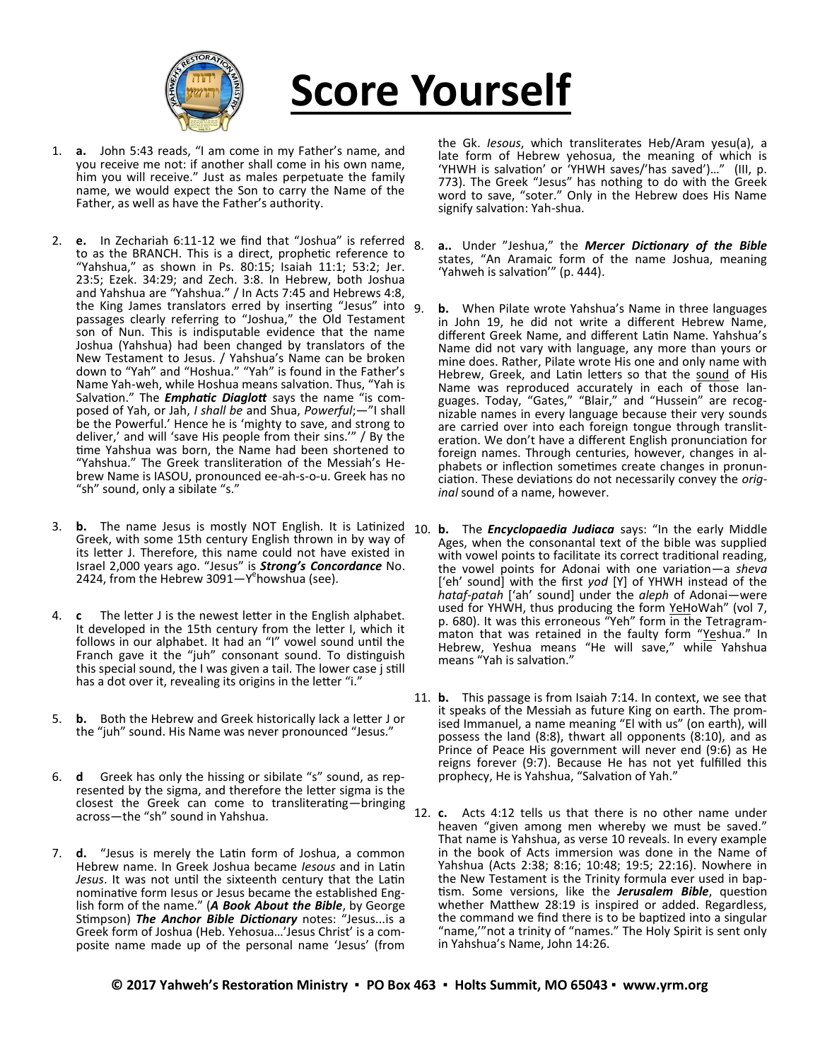# Score Yourself

1. **a.** John 5:43 reads, "I am come in my Father's name, and you receive me not: if another shall come in his own name, him you will receive." Just as males perpetuate the family name, we would expect the Son to carry the Name of the Father, as well as have the Father's authority.

2. **e.** In Zechariah 6:11-12 we find that "Joshua" is referred to as the BRANCH. This is a direct, prophetic reference to "Yahshua," as shown in Ps. 80:15; Isaiah 11:1; 53:2; Jer. 23:5; Ezek. 34:29; and Zech. 3:8. In Hebrew, both Joshua and Yahshua are "Yahshua." / In Acts 7:45 and Hebrews 4:8, the King James translators erred by inserting "Jesus" into passages clearly referring to "Joshua," the Old Testament son of Nun. This is indisputable evidence that the name Joshua (Yahshua) had been changed by translators of the New Testament to Jesus. / Yahshua's Name can be broken down to "Yah" and "Hoshua." "Yah" is found in the Father's Name Yah-weh, while Hoshua means salvation. Thus, "Yah is Salvation." The ***Emphatic Diaglott*** says the name "is composed of Yah, or Jah, *I shall be* and Shua, *Powerful*;—"I shall be the Powerful.' Hence he is 'mighty to save, and strong to deliver,' and will 'save His people from their sins.'" / By the time Yahshua was born, the Name had been shortened to "Yahshua." The Greek transliteration of the Messiah's Hebrew Name is IASOU, pronounced ee-ah-s-o-u. Greek has no "sh" sound, only a sibilate "s."

3. **b.** The name Jesus is mostly NOT English. It is Latinized Greek, with some 15th century English thrown in by way of its letter J. Therefore, this name could not have existed in Israel 2,000 years ago. "Jesus" is ***Strong's Concordance*** No. 2424, from the Hebrew 3091—Y[e]howshua (see).

4. **c** The letter J is the newest letter in the English alphabet. It developed in the 15th century from the letter I, which it follows in our alphabet. It had an "I" vowel sound until the Franch gave it the "juh" consonant sound. To distinguish this special sound, the I was given a tail. The lower case j still has a dot over it, revealing its origins in the letter "i."

5. **b.** Both the Hebrew and Greek historically lack a letter J or the "juh" sound. His Name was never pronounced "Jesus."

6. **d** Greek has only the hissing or sibilate "s" sound, as represented by the sigma, and therefore the letter sigma is the closest the Greek can come to transliterating—bringing across—the "sh" sound in Yahshua.

7. **d.** "Jesus is merely the Latin form of Joshua, a common Hebrew name. In Greek Joshua became *Iesous* and in Latin *Jesus*. It was not until the sixteenth century that the Latin nominative form Iesus or Jesus became the established English form of the name." (***A Book About the Bible***, by George Stimpson) ***The Anchor Bible Dictionary*** notes: "Jesus...is a Greek form of Joshua (Heb. Yehosua...'Jesus Christ' is a composite name made up of the personal name 'Jesus' (from the Gk. *Iesous*, which transliterates Heb/Aram yesu(a), a late form of Hebrew yehosua, the meaning of which is 'YHWH is salvation' or 'YHWH saves/'has saved')..." (III, p. 773). The Greek "Jesus" has nothing to do with the Greek word to save, "soter." Only in the Hebrew does His Name signify salvation: Yah-shua.

8. **a..** Under "Jeshua," the ***Mercer Dictionary of the Bible*** states, "An Aramaic form of the name Joshua, meaning 'Yahweh is salvation'" (p. 444).

9. **b.** When Pilate wrote Yahshua's Name in three languages in John 19, he did not write a different Hebrew Name, different Greek Name, and different Latin Name. Yahshua's Name did not vary with language, any more than yours or mine does. Rather, Pilate wrote His one and only name with Hebrew, Greek, and Latin letters so that the sound of His Name was reproduced accurately in each of those languages. Today, "Gates," "Blair," and "Hussein" are recognizable names in every language because their very sounds are carried over into each foreign tongue through transliteration. We don't have a different English pronunciation for foreign names. Through centuries, however, changes in alphabets or inflection sometimes create changes in pronunciation. These deviations do not necessarily convey the *original* sound of a name, however.

10. **b.** The ***Encyclopaedia Judiaca*** says: "In the early Middle Ages, when the consonantal text of the bible was supplied with vowel points to facilitate its correct traditional reading, the vowel points for Adonai with one variation—a *sheva* ['eh' sound] with the first *yod* [Y] of YHWH instead of the *hataf-patah* ['ah' sound] under the *aleph* of Adonai—were used for YHWH, thus producing the form YeHoWah" (vol 7, p. 680). It was this erroneous "Yeh" form in the Tetragrammaton that was retained in the faulty form "Yeshua." In Hebrew, Yeshua means "He will save," while Yahshua means "Yah is salvation."

11. **b.** This passage is from Isaiah 7:14. In context, we see that it speaks of the Messiah as future King on earth. The promised Immanuel, a name meaning "El with us" (on earth), will possess the land (8:8), thwart all opponents (8:10), and as Prince of Peace His government will never end (9:6) as He reigns forever (9:7). Because He has not yet fulfilled this prophecy, He is Yahshua, "Salvation of Yah."

12. **c.** Acts 4:12 tells us that there is no other name under heaven "given among men whereby we must be saved." That name is Yahshua, as verse 10 reveals. In every example in the book of Acts immersion was done in the Name of Yahshua (Acts 2:38; 8:16; 10:48; 19:5; 22:16). Nowhere in the New Testament is the Trinity formula ever used in baptism. Some versions, like the ***Jerusalem Bible***, question whether Matthew 28:19 is inspired or added. Regardless, the command we find there is to be baptized into a singular "name,'"not a trinity of "names." The Holy Spirit is sent only in Yahshua's Name, John 14:26.

**© 2017 Yahweh's Restoration Ministry ▪ PO Box 463 ▪ Holts Summit, MO 65043 ▪ www.yrm.org**